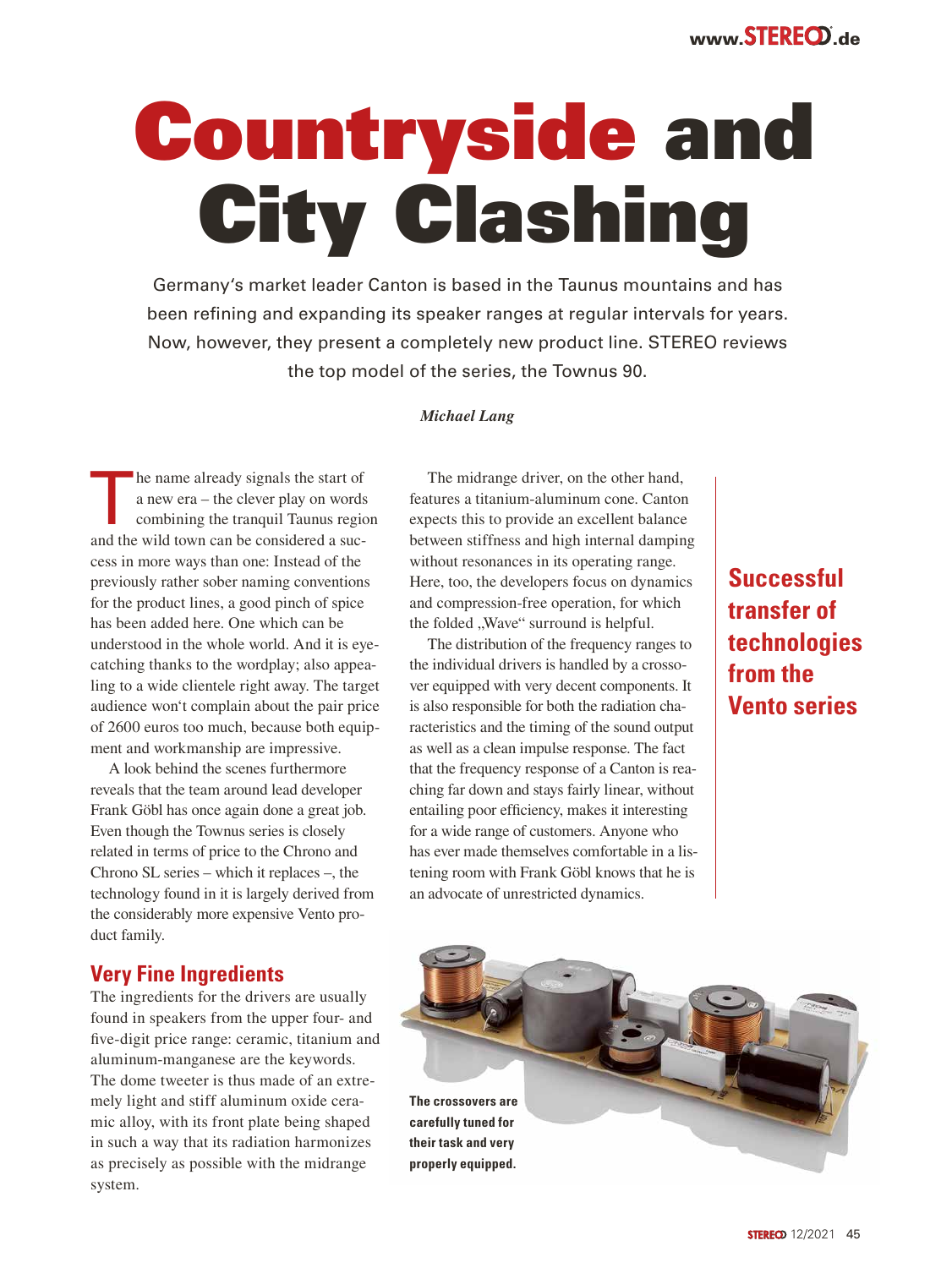# Countryside and City Clashing

Germany's market leader Canton is based in the Taunus mountains and has been refining and expanding its speaker ranges at regular intervals for years. Now, however, they present a completely new product line. STEREO reviews the top model of the series, the Townus 90.

*Michael Lang*

The name already signals the start of a new era – the clever play on words combining the tranquil Taunus region and the wild town can be considered a success in more ways than one: Instead of the previously rather sober naming conventions for the product lines, a good pinch of spice has been added here. One which can be understood in the whole world. And it is eye-catching thanks to the wordplay; also appealing to a wide clientele right away. The target audience won't complain about the pair price of 2600 euros too much, because both equipment and workmanship are impressive.

A look behind the scenes furthermore reveals that the team around lead developer Frank Göbl has once again done a great job. Even though the Townus series is closely related in terms of price to the Chrono and Chrono SL series – which it replaces –, the technology found in it is largely derived from the considerably more expensive Vento product family.

## Very Fine Ingredients

The ingredients for the drivers are usually found in speakers from the upper four- and five-digit price range: ceramic, titanium and aluminum-manganese are the keywords. The dome tweeter is thus made of an extremely light and stiff aluminum oxide ceramic alloy, with its front plate being shaped in such a way that its radiation harmonizes as precisely as possible with the midrange system.

The midrange driver, on the other hand, features a titanium-aluminum cone. Canton expects this to provide an excellent balance between stiffness and high internal damping without resonances in its operating range. Here, too, the developers focus on dynamics and compression-free operation, for which the folded „Wave" surround is helpful.

The distribution of the frequency ranges to the individual drivers is handled by a crossover equipped with very decent components. It is also responsible for both the radiation characteristics and the timing of the sound output as well as a clean impulse response. The fact that the frequency response of a Canton is reaching far down and stays fairly linear, without entailing poor efficiency, makes it interesting for a wide range of customers. Anyone who has ever made themselves comfortable in a listening room with Frank Göbl knows that he is an advocate of unrestricted dynamics.

**Successful transfer of technologies from the Vento series**

**The crossovers are carefully tuned for their task and very properly equipped.**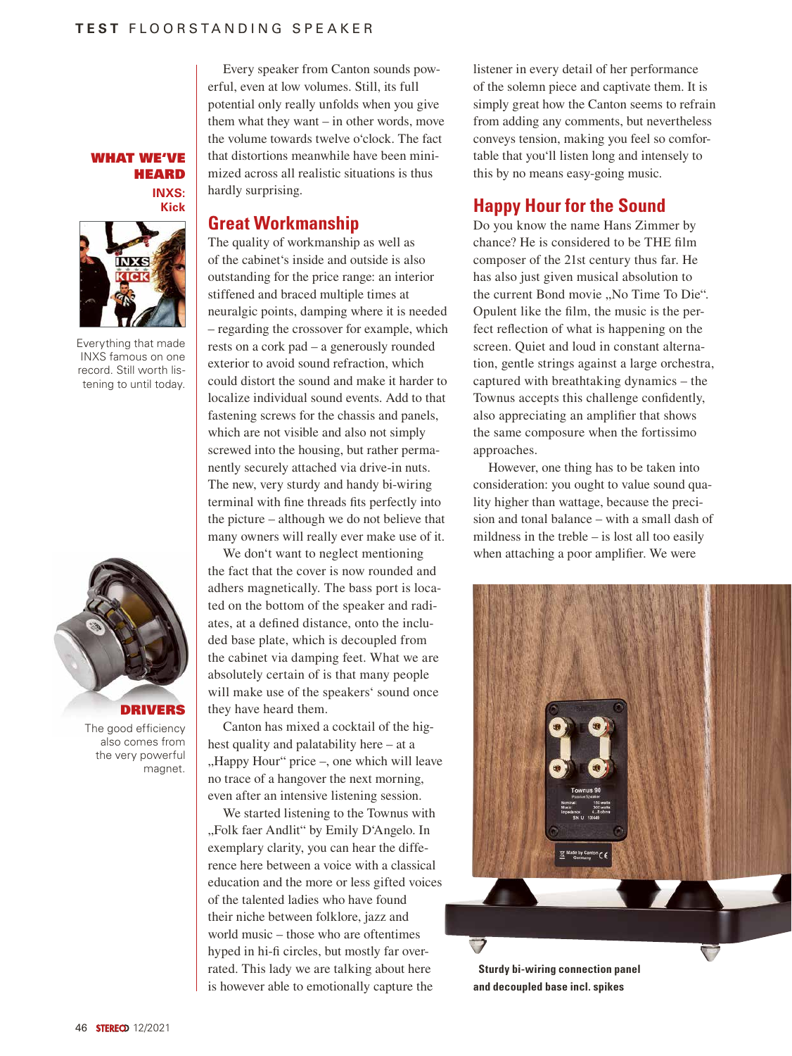Every speaker from Canton sounds powerful, even at low volumes. Still, its full potential only really unfolds when you give them what they want – in other words, move the volume towards twelve o'clock. The fact that distortions meanwhile have been minimized across all realistic situations is thus hardly surprising.

## Great Workmanship

The quality of workmanship as well as of the cabinet's inside and outside is also outstanding for the price range: an interior stiffened and braced multiple times at neuralgic points, damping where it is needed – regarding the crossover for example, which rests on a cork pad – a generously rounded exterior to avoid sound refraction, which could distort the sound and make it harder to localize individual sound events. Add to that fastening screws for the chassis and panels, which are not visible and also not simply screwed into the housing, but rather permanently securely attached via drive-in nuts. The new, very sturdy and handy bi-wiring terminal with fine threads fits perfectly into the picture – although we do not believe that many owners will really ever make use of it.

We don't want to neglect mentioning the fact that the cover is now rounded and adhers magnetically. The bass port is located on the bottom of the speaker and radiates, at a defined distance, onto the included base plate, which is decoupled from the cabinet via damping feet. What we are absolutely certain of is that many people will make use of the speakers' sound once they have heard them.

Canton has mixed a cocktail of the highest quality and palatability here – at a „Happy Hour" price –, one which will leave no trace of a hangover the next morning, even after an intensive listening session.

We started listening to the Townus with „Folk faer Andlit" by Emily D'Angelo. In exemplary clarity, you can hear the difference here between a voice with a classical education and the more or less gifted voices of the talented ladies who have found their niche between folklore, jazz and world music – those who are oftentimes hyped in hi-fi circles, but mostly far overrated. This lady we are talking about here is however able to emotionally capture the listener in every detail of her performance of the solemn piece and captivate them. It is simply great how the Canton seems to refrain from adding any comments, but nevertheless conveys tension, making you feel so comfortable that you'll listen long and intensely to this by no means easy-going music.

## Happy Hour for the Sound

Do you know the name Hans Zimmer by chance? He is considered to be THE film composer of the 21st century thus far. He has also just given musical absolution to the current Bond movie „No Time To Die". Opulent like the film, the music is the perfect reflection of what is happening on the screen. Quiet and loud in constant alternation, gentle strings against a large orchestra, captured with breathtaking dynamics – the Townus accepts this challenge confidently, also appreciating an amplifier that shows the same composure when the fortissimo approaches.

However, one thing has to be taken into consideration: you ought to value sound quality higher than wattage, because the precision and tonal balance – with a small dash of mildness in the treble – is lost all too easily when attaching a poor amplifier. We were

**WHAT WE'VE HEARD**

**INXS: Kick**

Everything that made INXS famous on one record. Still worth listening to until today.

**DRIVERS**

The good efficiency also comes from the very powerful magnet.

**Sturdy bi-wiring connection panel and decoupled base incl. spikes**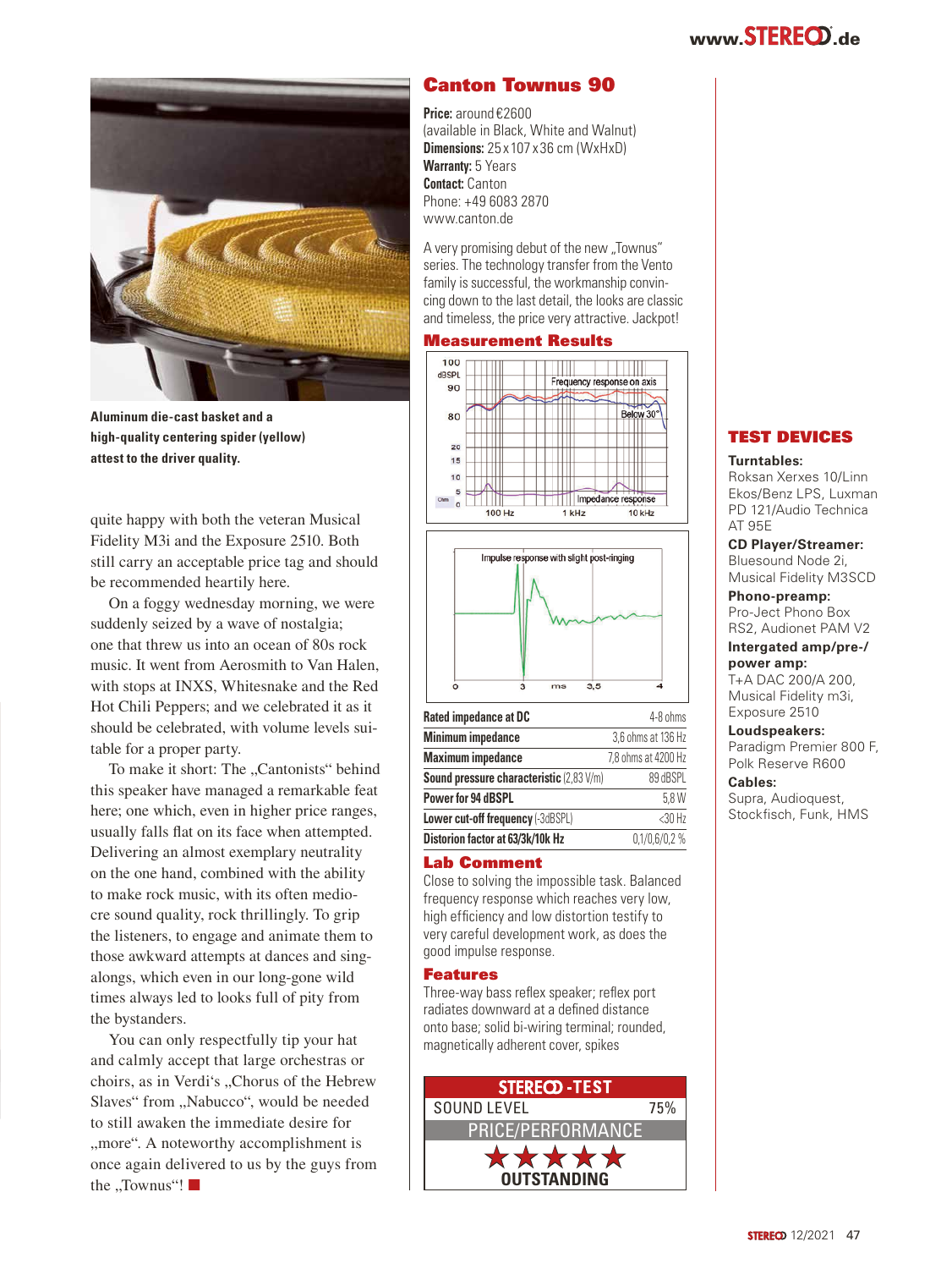Aluminum die-cast basket and a high-quality centering spider (yellow) attest to the driver quality.

quite happy with both the veteran Musical Fidelity M3i and the Exposure 2510. Both still carry an acceptable price tag and should be recommended heartily here.

On a foggy wednesday morning, we were suddenly seized by a wave of nostalgia; one that threw us into an ocean of 80s rock music. It went from Aerosmith to Van Halen, with stops at INXS, Whitesnake and the Red Hot Chili Peppers; and we celebrated it as it should be celebrated, with volume levels suitable for a proper party.

To make it short: The „Cantonists" behind this speaker have managed a remarkable feat here; one which, even in higher price ranges, usually falls flat on its face when attempted. Delivering an almost exemplary neutrality on the one hand, combined with the ability to make rock music, with its often mediocre sound quality, rock thrillingly. To grip the listeners, to engage and animate them to those awkward attempts at dances and singalongs, which even in our long-gone wild times always led to looks full of pity from the bystanders.

You can only respectfully tip your hat and calmly accept that large orchestras or choirs, as in Verdi's „Chorus of the Hebrew Slaves" from „Nabucco", would be needed to still awaken the immediate desire for „more". A noteworthy accomplishment is once again delivered to us by the guys from the „Townus"! ■

## Canton Townus 90

**Price:** around €2600
(available in Black, White and Walnut)
**Dimensions:** 25 x 107 x 36 cm (WxHxD)
**Warranty:** 5 Years
**Contact:** Canton
Phone: +49 6083 2870
www.canton.de

A very promising debut of the new „Townus" series. The technology transfer from the Vento family is successful, the workmanship convincing down to the last detail, the looks are classic and timeless, the price very attractive. Jackpot!

### Measurement Results

100
dBSPL
90
80
20
15
10
5
Ohm 0
100 Hz
1 kHz
10 kHz
Frequency response on axis
Below 30°
Impedance response

Impulse response with slight post-ringing
0
3
ms
3,5
4

| | |
|---|---|
| **Rated impedance at DC** | 4-8 ohms |
| **Minimum impedance** | 3,6 ohms at 136 Hz |
| **Maximum impedance** | 7,8 ohms at 4200 Hz |
| **Sound pressure characteristic** (2,83 V/m) | 89 dBSPL |
| **Power for 94 dBSPL** | 5,8 W |
| **Lower cut-off frequency** (-3dBSPL) | <30 Hz |
| **Distorion factor at 63/3k/10k Hz** | 0,1/0,6/0,2 % |

### Lab Comment

Close to solving the impossible task. Balanced frequency response which reaches very low, high efficiency and low distortion testify to very careful development work, as does the good impulse response.

### Features

Three-way bass reflex speaker; reflex port radiates downward at a defined distance onto base; solid bi-wiring terminal; rounded, magnetically adherent cover, spikes

**STEREO-TEST**
SOUND LEVEL 75%
PRICE/PERFORMANCE
★★★★★
**OUTSTANDING**

### TEST DEVICES

**Turntables:**
Roksan Xerxes 10/Linn Ekos/Benz LPS, Luxman PD 121/Audio Technica AT 95E

**CD Player/Streamer:**
Bluesound Node 2i, Musical Fidelity M3SCD

**Phono-preamp:**
Pro-Ject Phono Box RS2, Audionet PAM V2

**Intergated amp/pre-/ power amp:**
T+A DAC 200/A 200, Musical Fidelity m3i, Exposure 2510

**Loudspeakers:**
Paradigm Premier 800 F, Polk Reserve R600

**Cables:**
Supra, Audioquest, Stockfisch, Funk, HMS